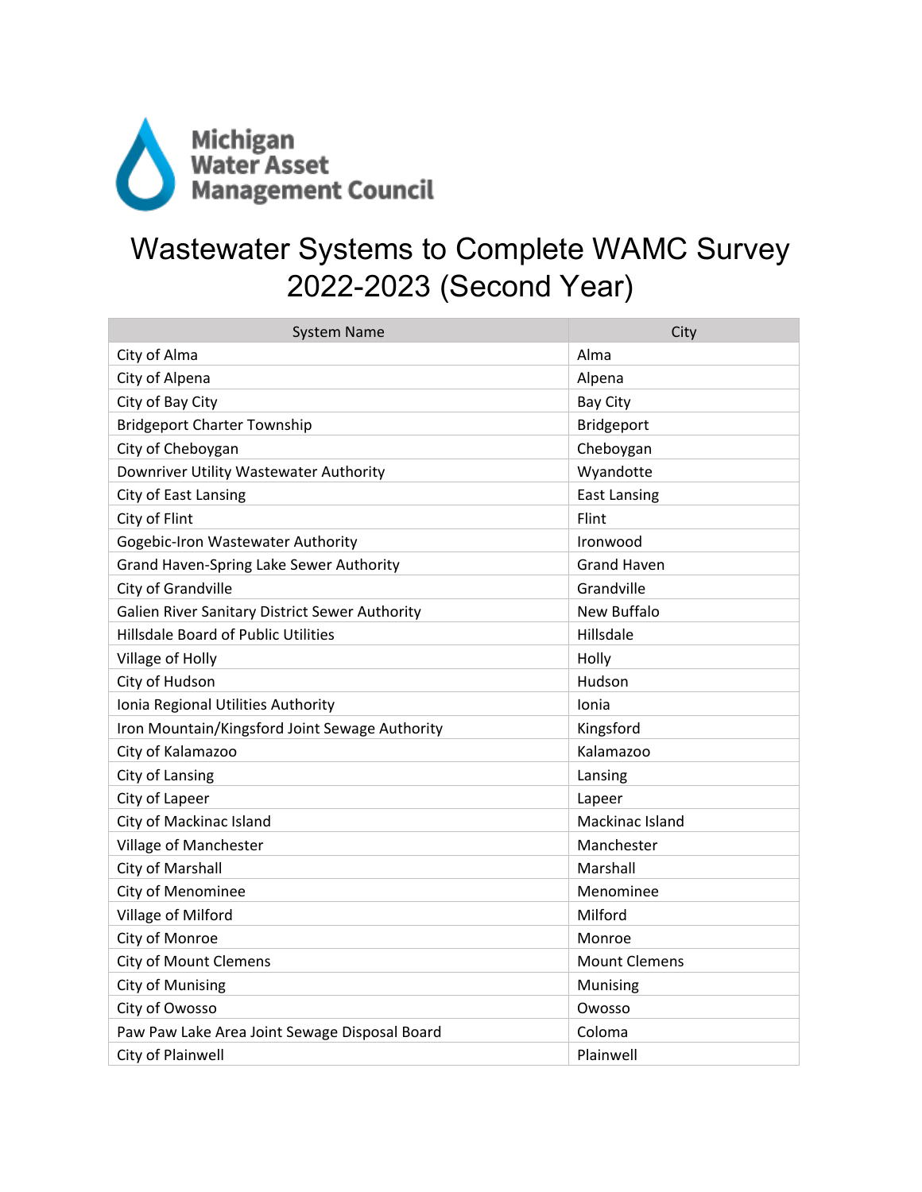Michigan Water Asset Management Council

# Wastewater Systems to Complete WAMC Survey 2022-2023 (Second Year)

| System Name | City |
|---|---|
| City of Alma | Alma |
| City of Alpena | Alpena |
| City of Bay City | Bay City |
| Bridgeport Charter Township | Bridgeport |
| City of Cheboygan | Cheboygan |
| Downriver Utility Wastewater Authority | Wyandotte |
| City of East Lansing | East Lansing |
| City of Flint | Flint |
| Gogebic-Iron Wastewater Authority | Ironwood |
| Grand Haven-Spring Lake Sewer Authority | Grand Haven |
| City of Grandville | Grandville |
| Galien River Sanitary District Sewer Authority | New Buffalo |
| Hillsdale Board of Public Utilities | Hillsdale |
| Village of Holly | Holly |
| City of Hudson | Hudson |
| Ionia Regional Utilities Authority | Ionia |
| Iron Mountain/Kingsford Joint Sewage Authority | Kingsford |
| City of Kalamazoo | Kalamazoo |
| City of Lansing | Lansing |
| City of Lapeer | Lapeer |
| City of Mackinac Island | Mackinac Island |
| Village of Manchester | Manchester |
| City of Marshall | Marshall |
| City of Menominee | Menominee |
| Village of Milford | Milford |
| City of Monroe | Monroe |
| City of Mount Clemens | Mount Clemens |
| City of Munising | Munising |
| City of Owosso | Owosso |
| Paw Paw Lake Area Joint Sewage Disposal Board | Coloma |
| City of Plainwell | Plainwell |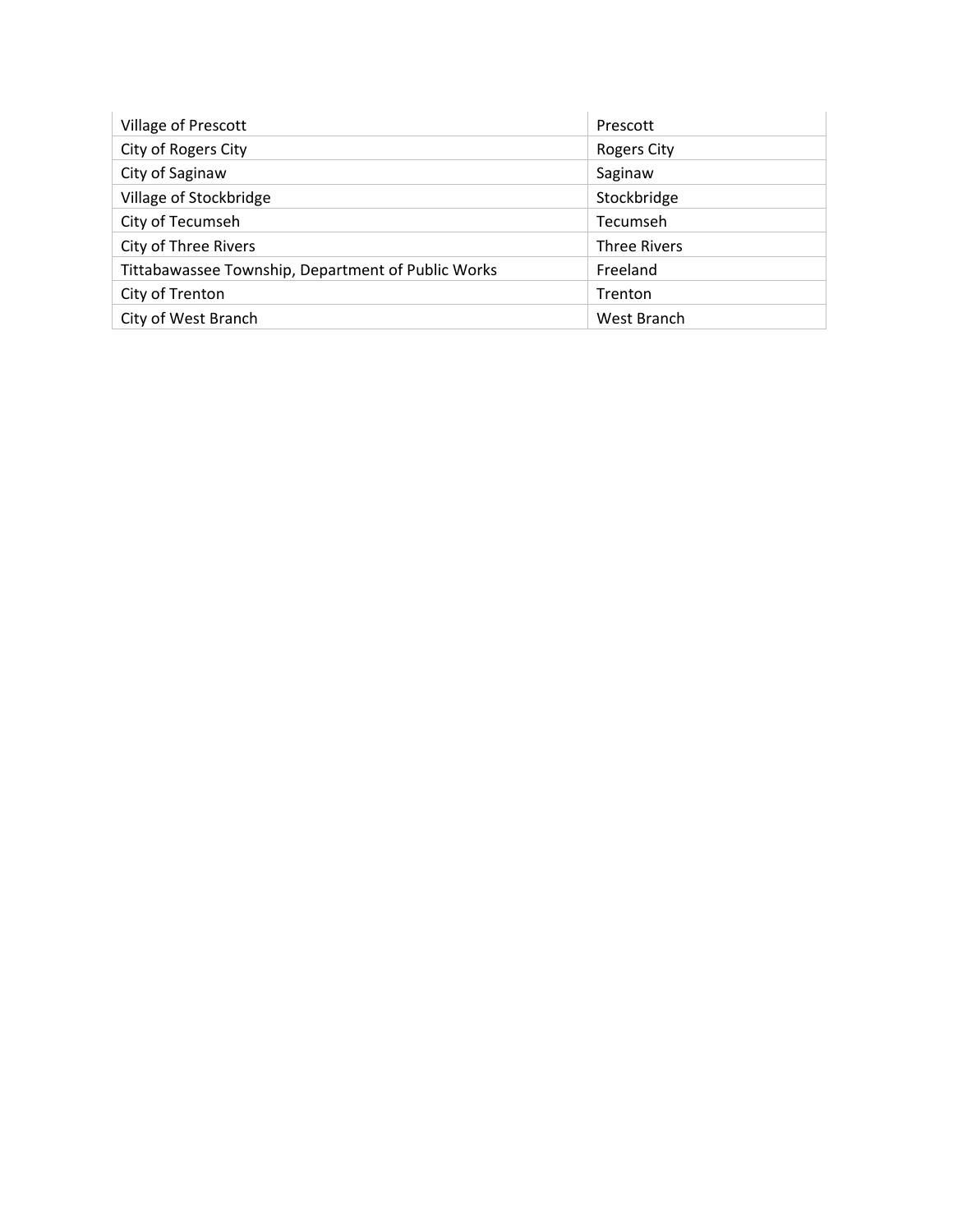| | |
|---|---|
| Village of Prescott | Prescott |
| City of Rogers City | Rogers City |
| City of Saginaw | Saginaw |
| Village of Stockbridge | Stockbridge |
| City of Tecumseh | Tecumseh |
| City of Three Rivers | Three Rivers |
| Tittabawassee Township, Department of Public Works | Freeland |
| City of Trenton | Trenton |
| City of West Branch | West Branch |